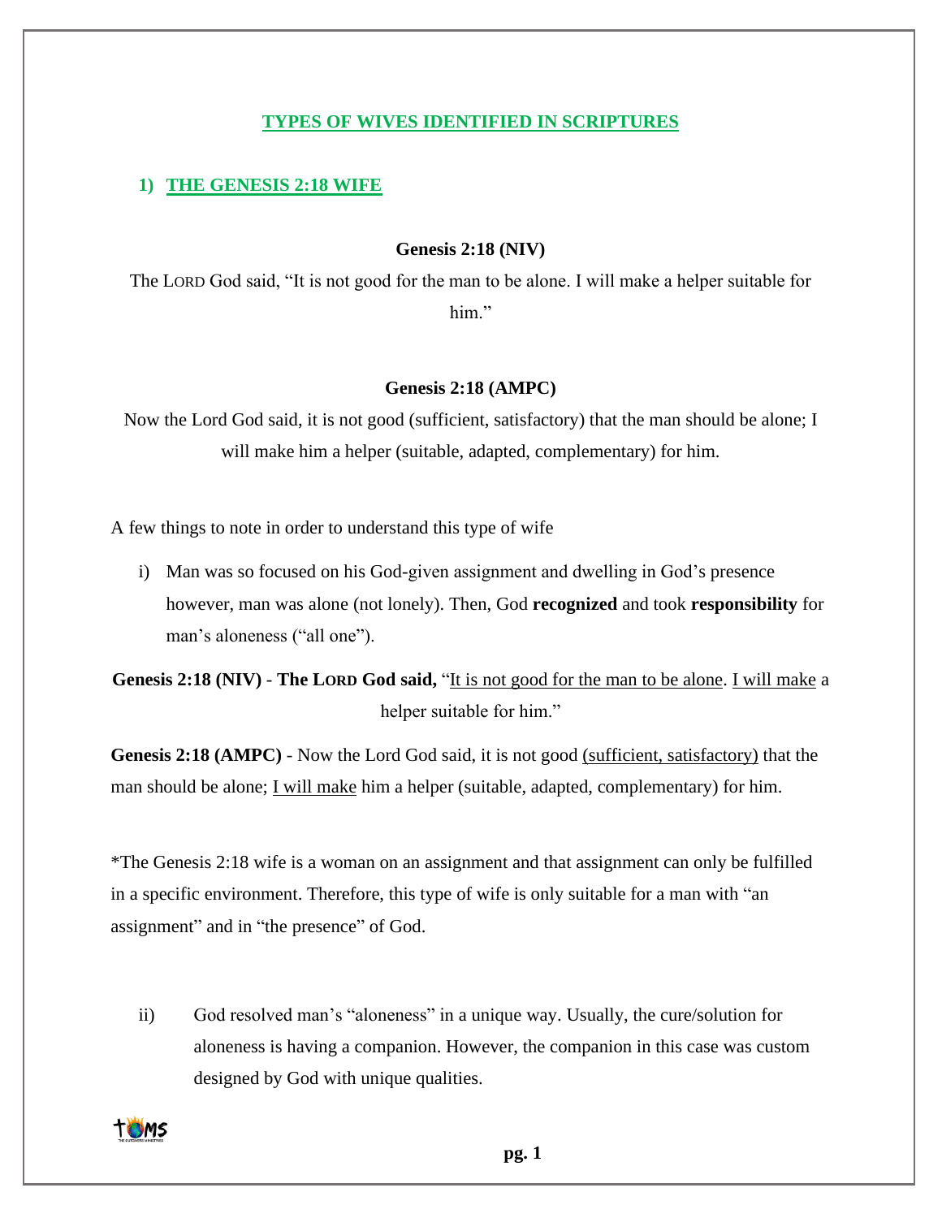# TYPES OF WIVES IDENTIFIED IN SCRIPTURES

## 1) THE GENESIS 2:18 WIFE

**Genesis 2:18 (NIV)**

The LORD God said, "It is not good for the man to be alone. I will make a helper suitable for him."

**Genesis 2:18 (AMPC)**

Now the Lord God said, it is not good (sufficient, satisfactory) that the man should be alone; I will make him a helper (suitable, adapted, complementary) for him.

A few things to note in order to understand this type of wife

i) Man was so focused on his God-given assignment and dwelling in God's presence however, man was alone (not lonely). Then, God **recognized** and took **responsibility** for man's aloneness ("all one").

**Genesis 2:18 (NIV)** - **The LORD God said,** "It is not good for the man to be alone. I will make a helper suitable for him."

**Genesis 2:18 (AMPC)** - Now the Lord God said, it is not good (sufficient, satisfactory) that the man should be alone; I will make him a helper (suitable, adapted, complementary) for him.

*The Genesis 2:18 wife is a woman on an assignment and that assignment can only be fulfilled in a specific environment. Therefore, this type of wife is only suitable for a man with "an assignment" and in "the presence" of God.

ii) God resolved man's "aloneness" in a unique way. Usually, the cure/solution for aloneness is having a companion. However, the companion in this case was custom designed by God with unique qualities.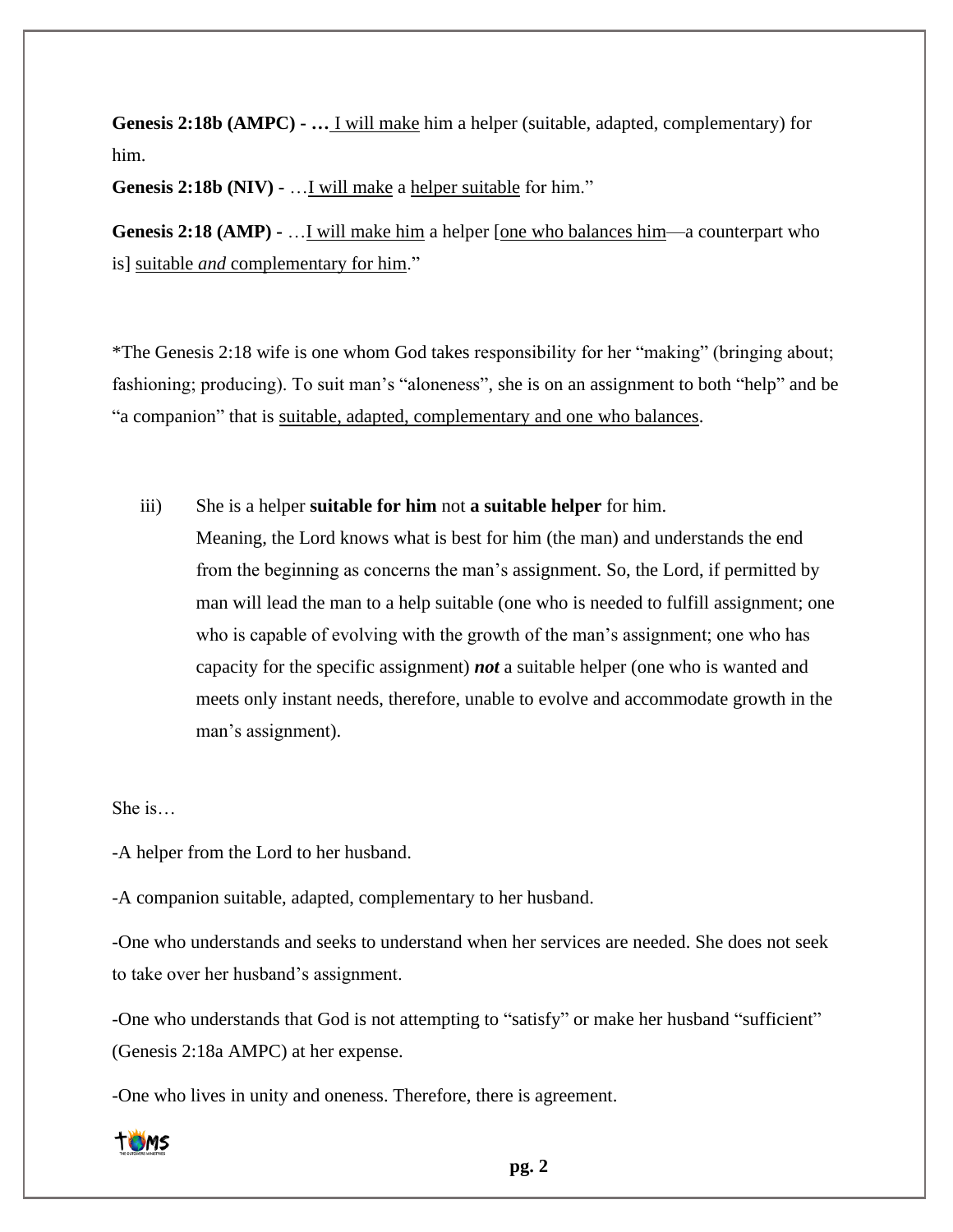**Genesis 2:18b (AMPC) - …** <u>I will make</u> him a helper (suitable, adapted, complementary) for him.

**Genesis 2:18b (NIV)** - …<u>I will make</u> a <u>helper suitable</u> for him."

**Genesis 2:18 (AMP)** - …<u>I will make him</u> a helper [<u>one who balances him</u>—a counterpart who is] <u>suitable *and* complementary for him</u>."

*The Genesis 2:18 wife is one whom God takes responsibility for her "making" (bringing about; fashioning; producing). To suit man's "aloneness", she is on an assignment to both "help" and be "a companion" that is <u>suitable, adapted, complementary and one who balances</u>.

iii) She is a helper **suitable for him** not **a suitable helper** for him.
Meaning, the Lord knows what is best for him (the man) and understands the end from the beginning as concerns the man's assignment. So, the Lord, if permitted by man will lead the man to a help suitable (one who is needed to fulfill assignment; one who is capable of evolving with the growth of the man's assignment; one who has capacity for the specific assignment) ***not*** a suitable helper (one who is wanted and meets only instant needs, therefore, unable to evolve and accommodate growth in the man's assignment).

She is…

-A helper from the Lord to her husband.

-A companion suitable, adapted, complementary to her husband.

-One who understands and seeks to understand when her services are needed. She does not seek to take over her husband's assignment.

-One who understands that God is not attempting to "satisfy" or make her husband "sufficient" (Genesis 2:18a AMPC) at her expense.

-One who lives in unity and oneness. Therefore, there is agreement.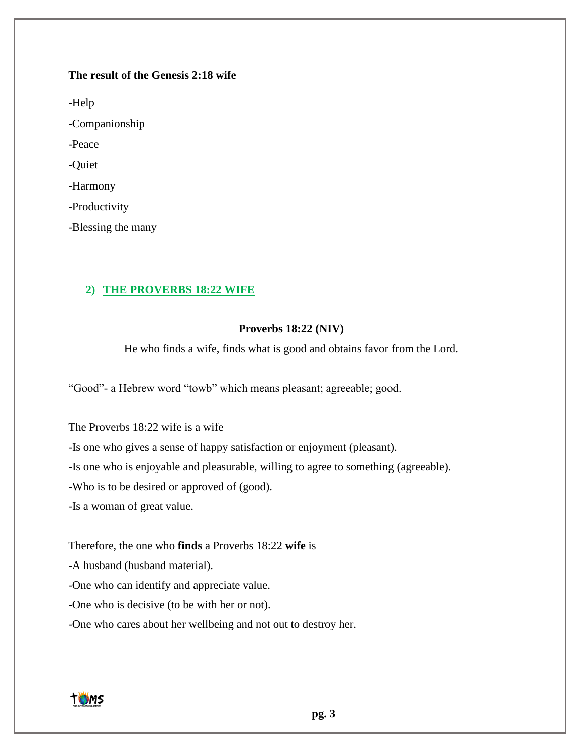**The result of the Genesis 2:18 wife**

-Help

-Companionship

-Peace

-Quiet

-Harmony

-Productivity

-Blessing the many

## 2) THE PROVERBS 18:22 WIFE

**Proverbs 18:22 (NIV)**

He who finds a wife, finds what is <u>good</u> and obtains favor from the Lord.

“Good”- a Hebrew word “towb” which means pleasant; agreeable; good.

The Proverbs 18:22 wife is a wife

-Is one who gives a sense of happy satisfaction or enjoyment (pleasant).

-Is one who is enjoyable and pleasurable, willing to agree to something (agreeable).

-Who is to be desired or approved of (good).

-Is a woman of great value.

Therefore, the one who **finds** a Proverbs 18:22 **wife** is

-A husband (husband material).

-One who can identify and appreciate value.

-One who is decisive (to be with her or not).

-One who cares about her wellbeing and not out to destroy her.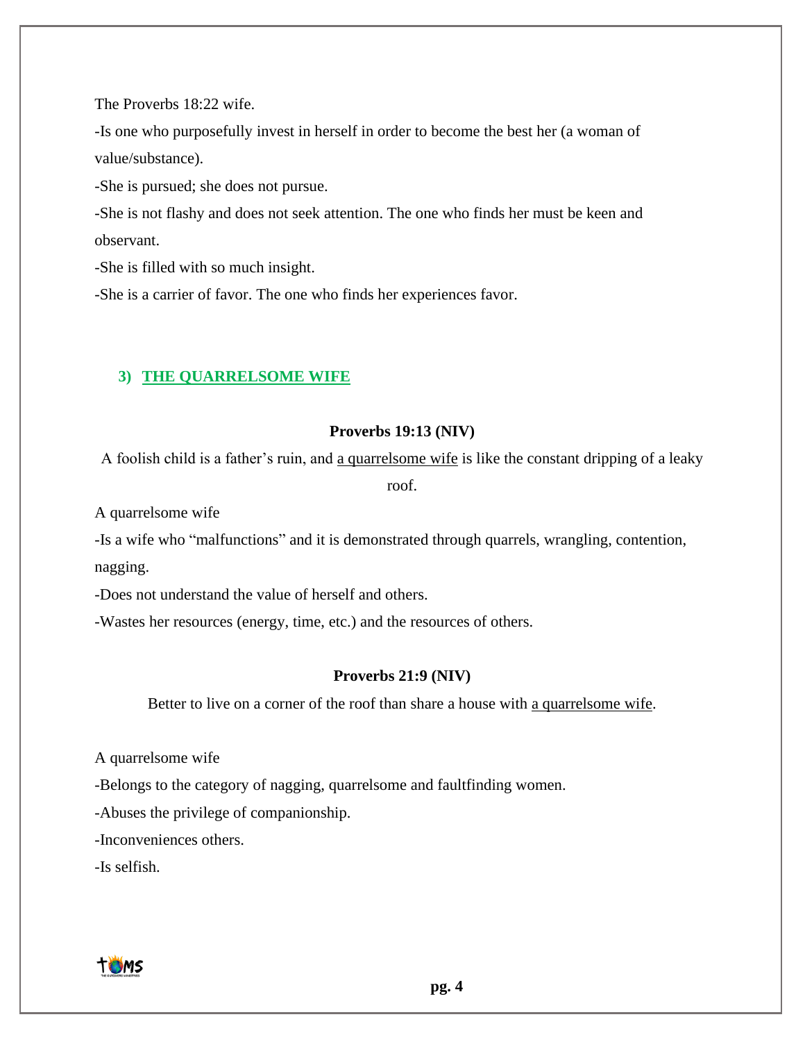The Proverbs 18:22 wife.

-Is one who purposefully invest in herself in order to become the best her (a woman of value/substance).

-She is pursued; she does not pursue.

-She is not flashy and does not seek attention. The one who finds her must be keen and observant.

-She is filled with so much insight.

-She is a carrier of favor. The one who finds her experiences favor.

## 3) <u>THE QUARRELSOME WIFE</u>

**Proverbs 19:13 (NIV)**

A foolish child is a father's ruin, and <u>a quarrelsome wife</u> is like the constant dripping of a leaky roof.

A quarrelsome wife

-Is a wife who "malfunctions" and it is demonstrated through quarrels, wrangling, contention, nagging.

-Does not understand the value of herself and others.

-Wastes her resources (energy, time, etc.) and the resources of others.

**Proverbs 21:9 (NIV)**

Better to live on a corner of the roof than share a house with <u>a quarrelsome wife</u>.

A quarrelsome wife

-Belongs to the category of nagging, quarrelsome and faultfinding women.

-Abuses the privilege of companionship.

-Inconveniences others.

-Is selfish.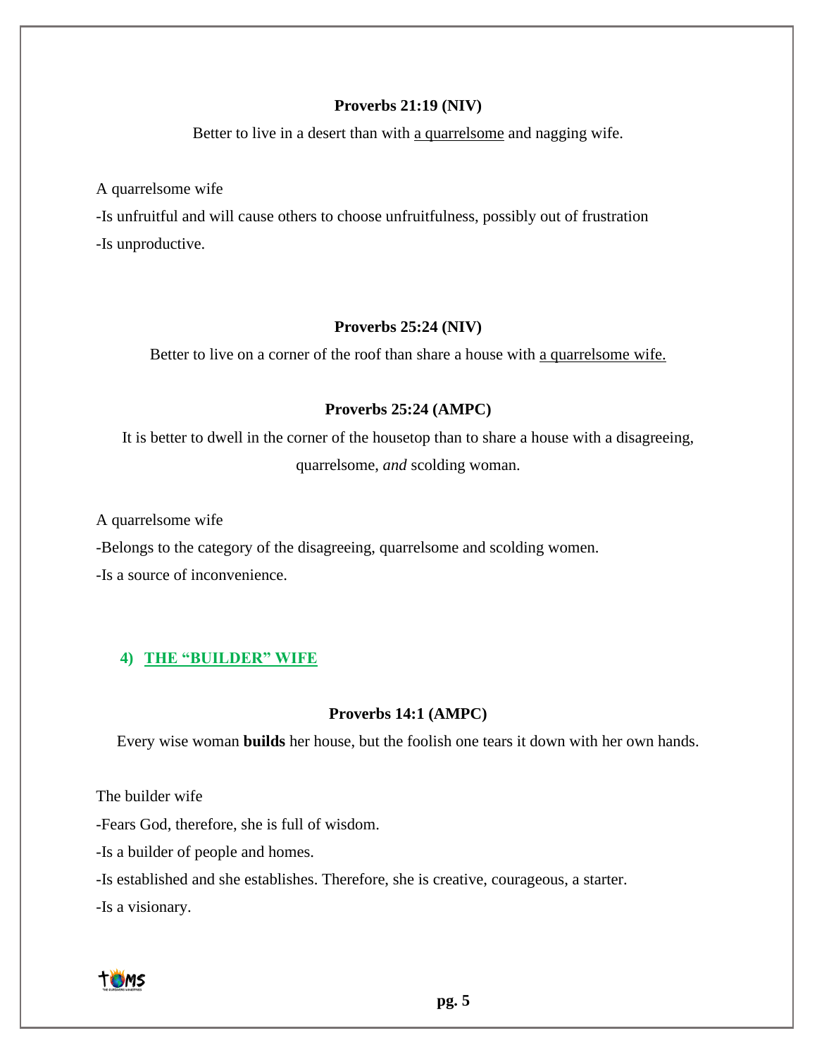**Proverbs 21:19 (NIV)**

Better to live in a desert than with <u>a quarrelsome</u> and nagging wife.

A quarrelsome wife

-Is unfruitful and will cause others to choose unfruitfulness, possibly out of frustration

-Is unproductive.

**Proverbs 25:24 (NIV)**

Better to live on a corner of the roof than share a house with <u>a quarrelsome wife.</u>

**Proverbs 25:24 (AMPC)**

It is better to dwell in the corner of the housetop than to share a house with a disagreeing, quarrelsome, *and* scolding woman.

A quarrelsome wife

-Belongs to the category of the disagreeing, quarrelsome and scolding women.

-Is a source of inconvenience.

## 4) THE "BUILDER" WIFE

**Proverbs 14:1 (AMPC)**

Every wise woman **builds** her house, but the foolish one tears it down with her own hands.

The builder wife

-Fears God, therefore, she is full of wisdom.

-Is a builder of people and homes.

-Is established and she establishes. Therefore, she is creative, courageous, a starter.

-Is a visionary.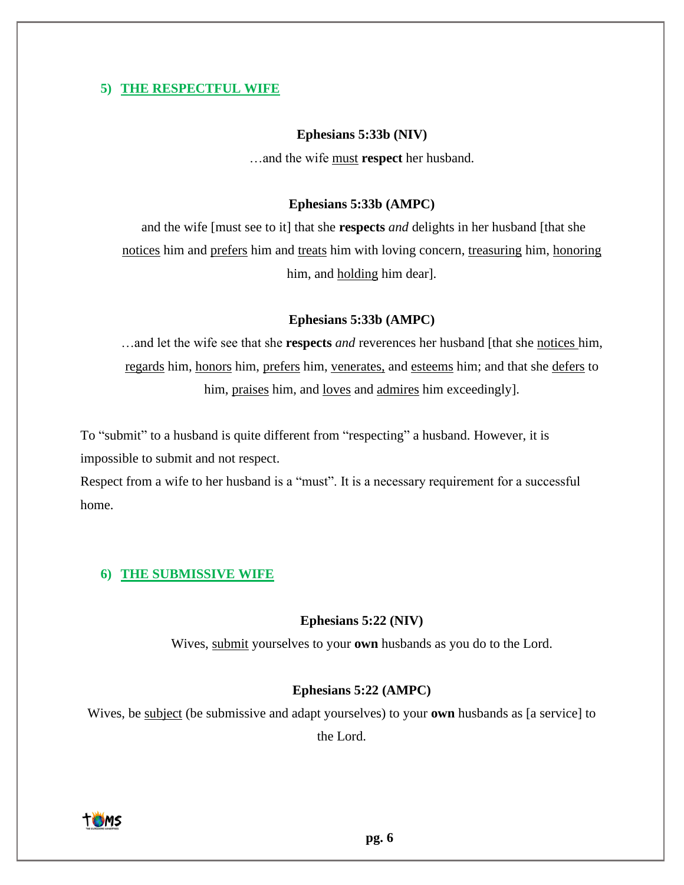## 5) <u>THE RESPECTFUL WIFE</u>

**Ephesians 5:33b (NIV)**

…and the wife <u>must</u> **respect** her husband.

**Ephesians 5:33b (AMPC)**

and the wife [must see to it] that she **respects** *and* delights in her husband [that she <u>notices</u> him and <u>prefers</u> him and <u>treats</u> him with loving concern, <u>treasuring</u> him, <u>honoring</u> him, and <u>holding</u> him dear].

**Ephesians 5:33b (AMPC)**

…and let the wife see that she **respects** *and* reverences her husband [that she <u>notices</u> him, <u>regards</u> him, <u>honors</u> him, <u>prefers</u> him, <u>venerates,</u> and <u>esteems</u> him; and that she <u>defers</u> to him, <u>praises</u> him, and <u>loves</u> and <u>admires</u> him exceedingly].

To "submit" to a husband is quite different from "respecting" a husband. However, it is impossible to submit and not respect.
Respect from a wife to her husband is a "must". It is a necessary requirement for a successful home.

## 6) <u>THE SUBMISSIVE WIFE</u>

**Ephesians 5:22 (NIV)**

Wives, <u>submit</u> yourselves to your **own** husbands as you do to the Lord.

**Ephesians 5:22 (AMPC)**

Wives, be <u>subject</u> (be submissive and adapt yourselves) to your **own** husbands as [a service] to the Lord.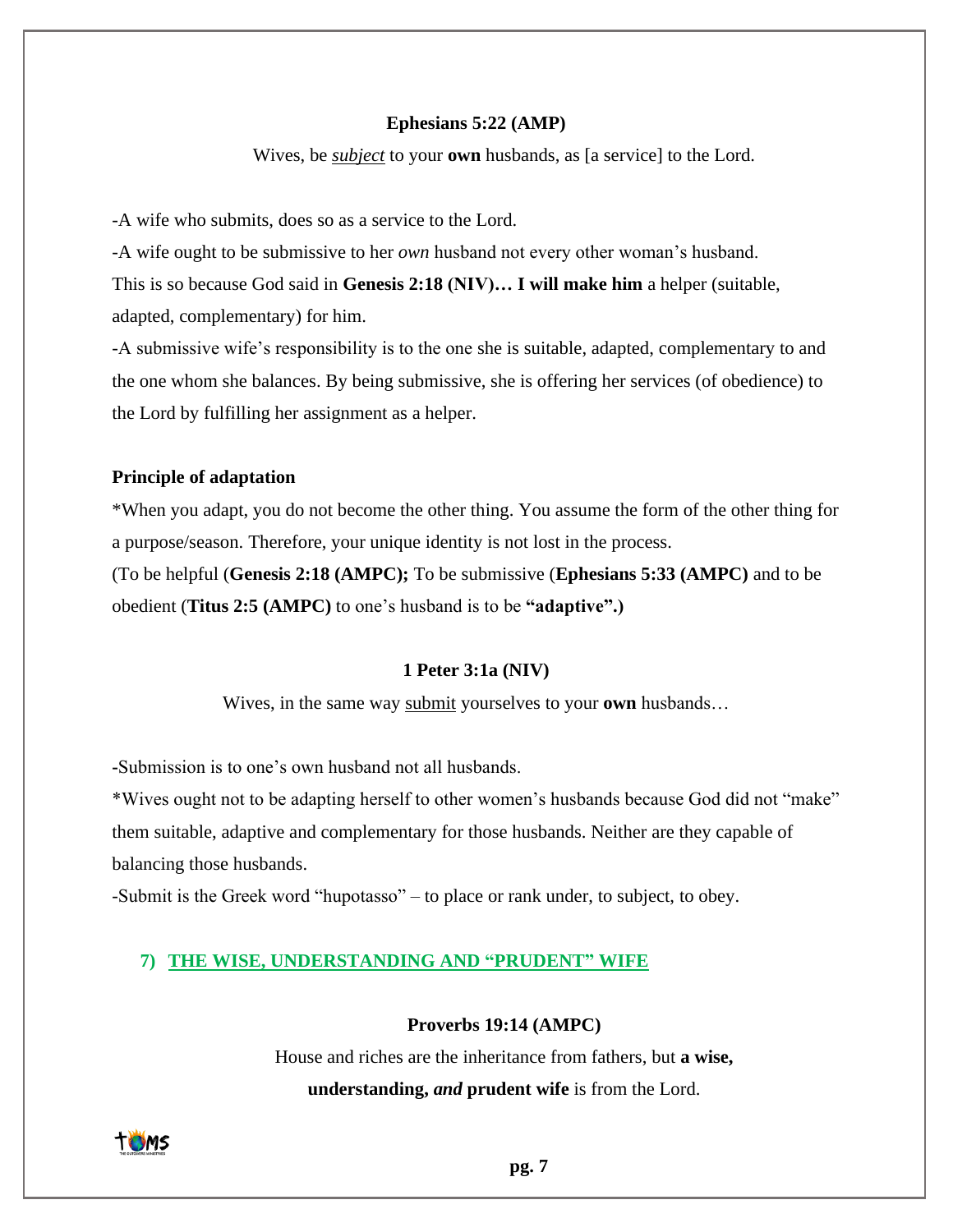**Ephesians 5:22 (AMP)**

Wives, be ***subject*** to your **own** husbands, as [a service] to the Lord.

-A wife who submits, does so as a service to the Lord.

-A wife ought to be submissive to her *own* husband not every other woman's husband. This is so because God said in **Genesis 2:18 (NIV)… I will make him** a helper (suitable, adapted, complementary) for him.

-A submissive wife's responsibility is to the one she is suitable, adapted, complementary to and the one whom she balances. By being submissive, she is offering her services (of obedience) to the Lord by fulfilling her assignment as a helper.

**Principle of adaptation**

*When you adapt, you do not become the other thing. You assume the form of the other thing for a purpose/season. Therefore, your unique identity is not lost in the process.

(To be helpful (**Genesis 2:18 (AMPC);** To be submissive (**Ephesians 5:33 (AMPC)** and to be obedient (**Titus 2:5 (AMPC)** to one's husband is to be **"adaptive".)**

**1 Peter 3:1a (NIV)**

Wives, in the same way submit yourselves to your **own** husbands…

-Submission is to one's own husband not all husbands.

*Wives ought not to be adapting herself to other women's husbands because God did not "make" them suitable, adaptive and complementary for those husbands. Neither are they capable of balancing those husbands.

-Submit is the Greek word "hupotasso" – to place or rank under, to subject, to obey.

## 7) THE WISE, UNDERSTANDING AND "PRUDENT" WIFE

**Proverbs 19:14 (AMPC)**

House and riches are the inheritance from fathers, but **a wise, understanding,** ***and*** **prudent wife** is from the Lord.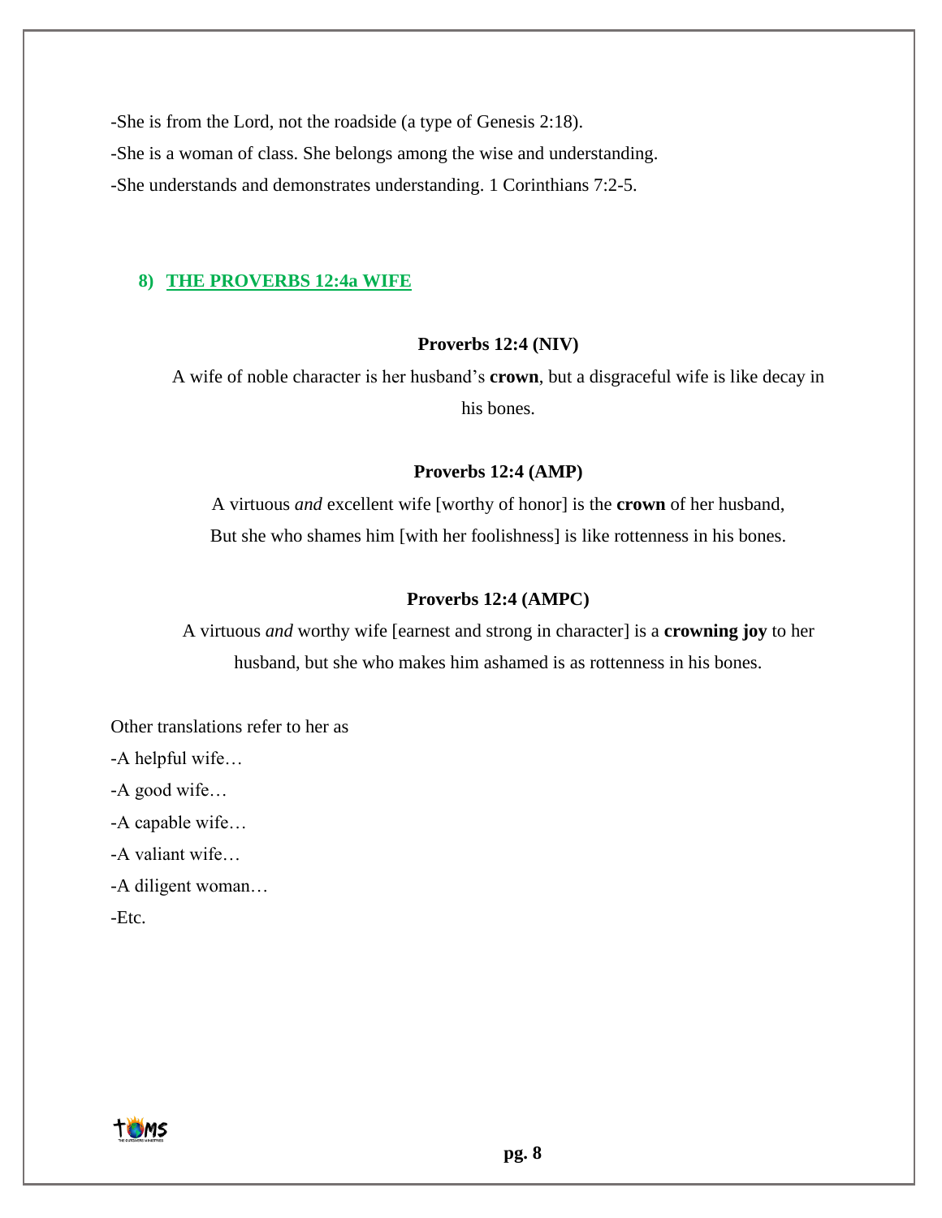-She is from the Lord, not the roadside (a type of Genesis 2:18).

-She is a woman of class. She belongs among the wise and understanding.

-She understands and demonstrates understanding. 1 Corinthians 7:2-5.

## 8) THE PROVERBS 12:4a WIFE

**Proverbs 12:4 (NIV)**

A wife of noble character is her husband's **crown**, but a disgraceful wife is like decay in his bones.

**Proverbs 12:4 (AMP)**

A virtuous *and* excellent wife [worthy of honor] is the **crown** of her husband,
But she who shames him [with her foolishness] is like rottenness in his bones.

**Proverbs 12:4 (AMPC)**

A virtuous *and* worthy wife [earnest and strong in character] is a **crowning joy** to her husband, but she who makes him ashamed is as rottenness in his bones.

Other translations refer to her as

-A helpful wife…

-A good wife…

-A capable wife…

-A valiant wife…

-A diligent woman…

-Etc.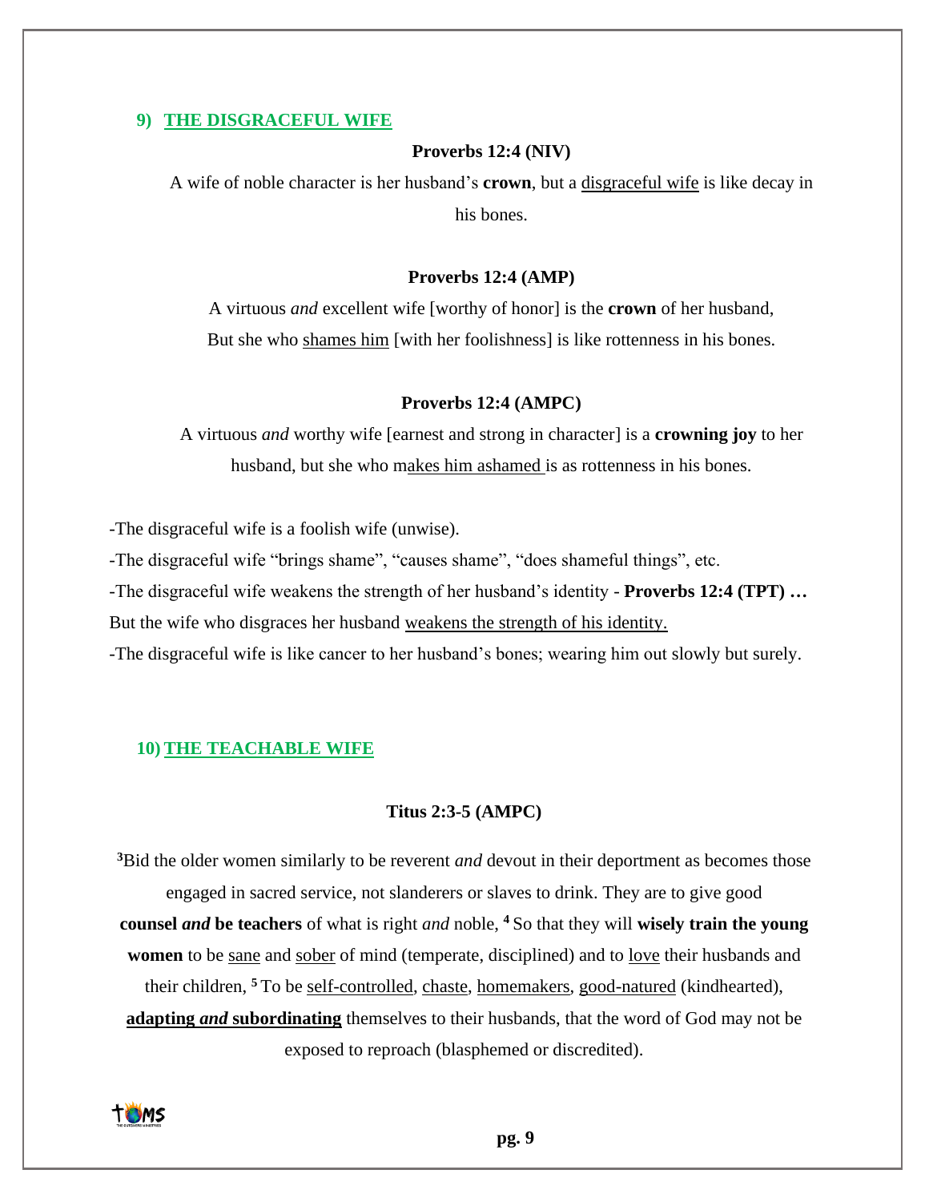## 9) THE DISGRACEFUL WIFE

**Proverbs 12:4 (NIV)**

A wife of noble character is her husband's **crown**, but a disgraceful wife is like decay in his bones.

**Proverbs 12:4 (AMP)**

A virtuous *and* excellent wife [worthy of honor] is the **crown** of her husband,
But she who shames him [with her foolishness] is like rottenness in his bones.

**Proverbs 12:4 (AMPC)**

A virtuous *and* worthy wife [earnest and strong in character] is a **crowning joy** to her husband, but she who makes him ashamed is as rottenness in his bones.

-The disgraceful wife is a foolish wife (unwise).
-The disgraceful wife "brings shame", "causes shame", "does shameful things", etc.
-The disgraceful wife weakens the strength of her husband's identity - **Proverbs 12:4 (TPT) …** But the wife who disgraces her husband weakens the strength of his identity.
-The disgraceful wife is like cancer to her husband's bones; wearing him out slowly but surely.

## 10) THE TEACHABLE WIFE

**Titus 2:3-5 (AMPC)**

[3]Bid the older women similarly to be reverent *and* devout in their deportment as becomes those engaged in sacred service, not slanderers or slaves to drink. They are to give good **counsel *and* be teachers** of what is right *and* noble, [4] So that they will **wisely train the young women** to be sane and sober of mind (temperate, disciplined) and to love their husbands and their children, [5] To be self-controlled, chaste, homemakers, good-natured (kindhearted), **adapting *and* subordinating** themselves to their husbands, that the word of God may not be exposed to reproach (blasphemed or discredited).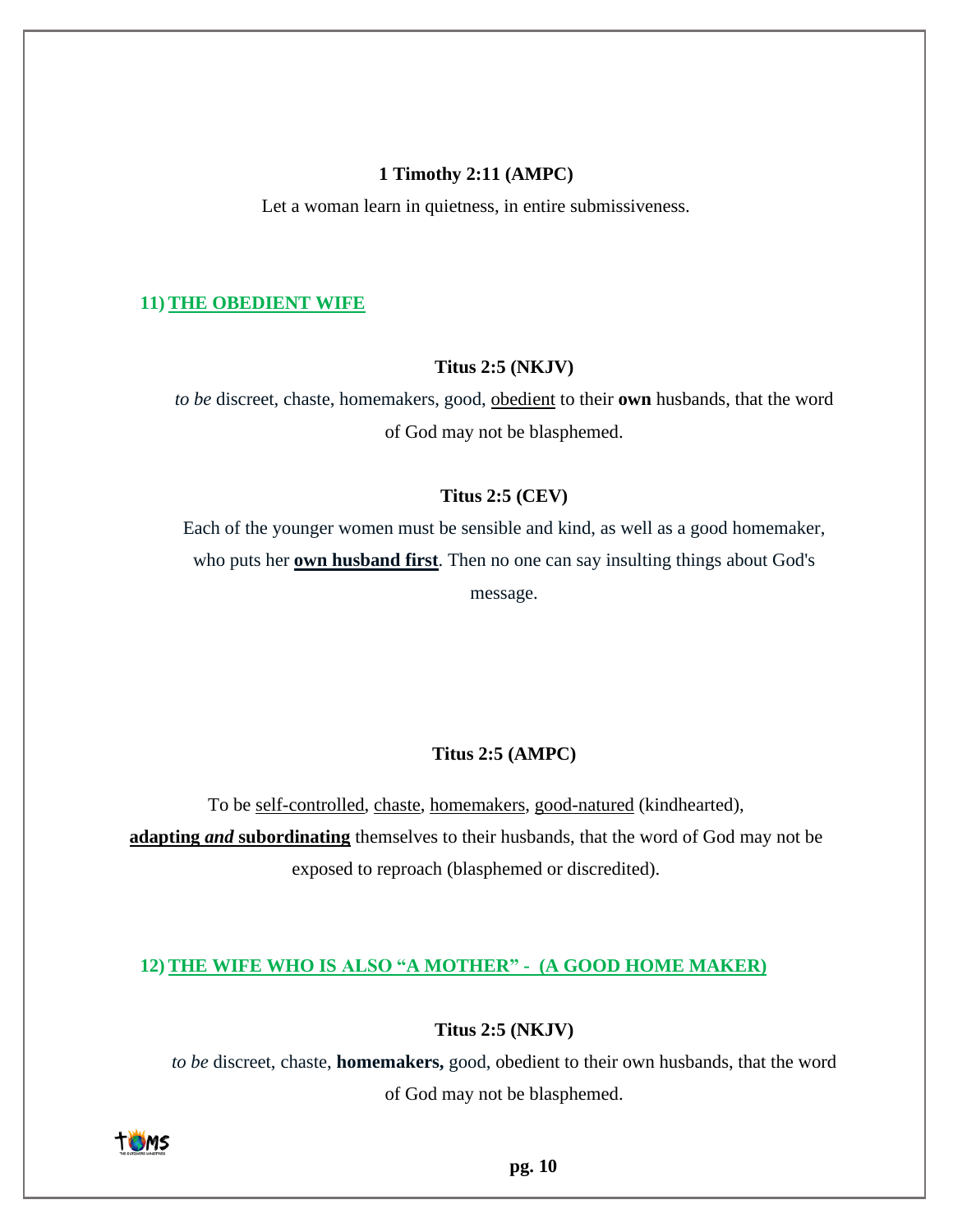**1 Timothy 2:11 (AMPC)**

Let a woman learn in quietness, in entire submissiveness.

## 11) THE OBEDIENT WIFE

**Titus 2:5 (NKJV)**

*to be* discreet, chaste, homemakers, good, obedient to their **own** husbands, that the word of God may not be blasphemed.

**Titus 2:5 (CEV)**

Each of the younger women must be sensible and kind, as well as a good homemaker, who puts her **own husband first**. Then no one can say insulting things about God's message.

**Titus 2:5 (AMPC)**

To be self-controlled, chaste, homemakers, good-natured (kindhearted), **adapting *and* subordinating** themselves to their husbands, that the word of God may not be exposed to reproach (blasphemed or discredited).

## 12) THE WIFE WHO IS ALSO "A MOTHER" - (A GOOD HOME MAKER)

**Titus 2:5 (NKJV)**

*to be* discreet, chaste, **homemakers,** good, obedient to their own husbands, that the word of God may not be blasphemed.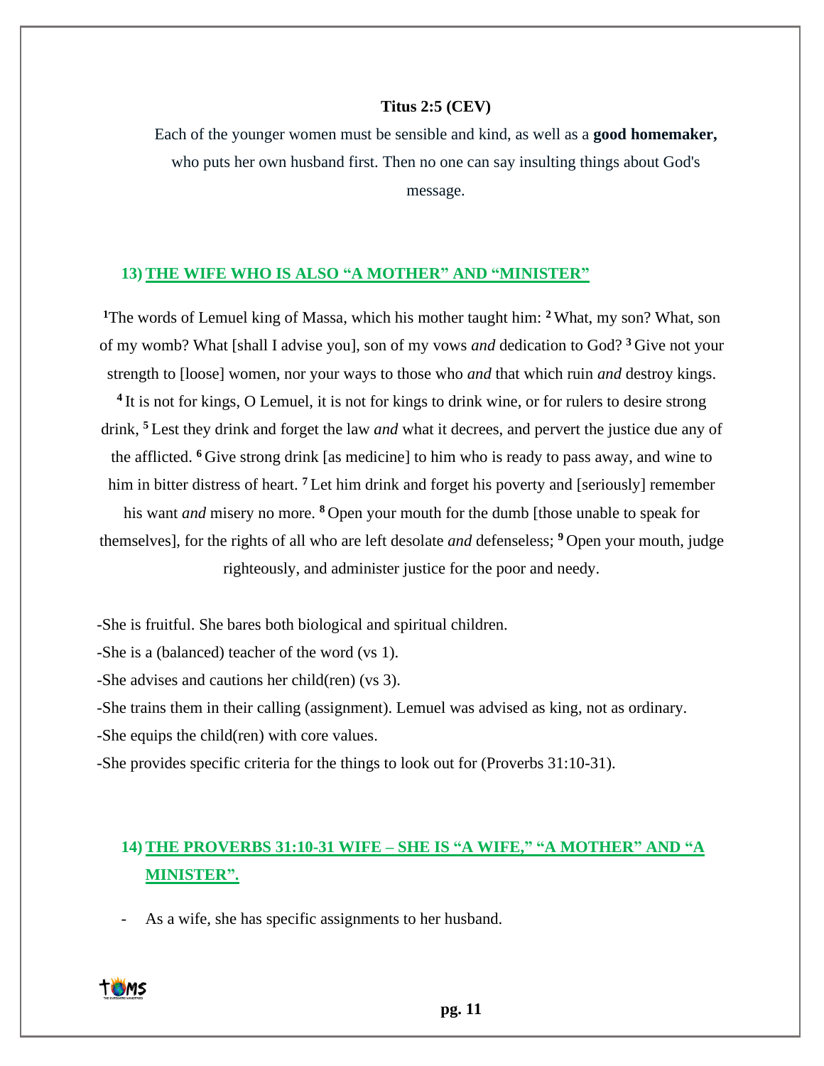**Titus 2:5 (CEV)**

Each of the younger women must be sensible and kind, as well as a **good homemaker,** who puts her own husband first. Then no one can say insulting things about God's message.

## 13) THE WIFE WHO IS ALSO "A MOTHER" AND "MINISTER"

[1]The words of Lemuel king of Massa, which his mother taught him: [2] What, my son? What, son of my womb? What [shall I advise you], son of my vows *and* dedication to God? [3] Give not your strength to [loose] women, nor your ways to those who *and* that which ruin *and* destroy kings. [4] It is not for kings, O Lemuel, it is not for kings to drink wine, or for rulers to desire strong drink, [5] Lest they drink and forget the law *and* what it decrees, and pervert the justice due any of the afflicted. [6] Give strong drink [as medicine] to him who is ready to pass away, and wine to him in bitter distress of heart. [7] Let him drink and forget his poverty and [seriously] remember his want *and* misery no more. [8] Open your mouth for the dumb [those unable to speak for themselves], for the rights of all who are left desolate *and* defenseless; [9] Open your mouth, judge righteously, and administer justice for the poor and needy.

-She is fruitful. She bares both biological and spiritual children.
-She is a (balanced) teacher of the word (vs 1).
-She advises and cautions her child(ren) (vs 3).
-She trains them in their calling (assignment). Lemuel was advised as king, not as ordinary.
-She equips the child(ren) with core values.
-She provides specific criteria for the things to look out for (Proverbs 31:10-31).

## 14) THE PROVERBS 31:10-31 WIFE – SHE IS "A WIFE," "A MOTHER" AND "A MINISTER".

- As a wife, she has specific assignments to her husband.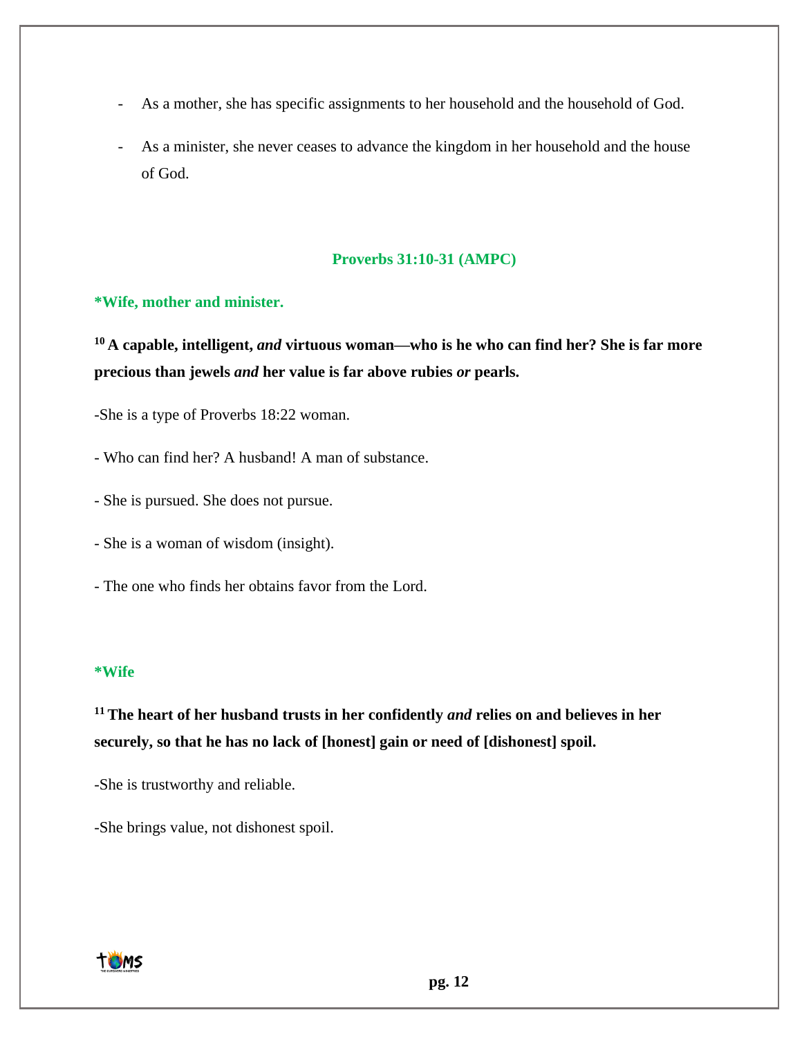- As a mother, she has specific assignments to her household and the household of God.
- As a minister, she never ceases to advance the kingdom in her household and the house of God.

**Proverbs 31:10-31 (AMPC)**

**\*Wife, mother and minister.**

**[10] A capable, intelligent, *and* virtuous woman—who is he who can find her? She is far more precious than jewels *and* her value is far above rubies *or* pearls.**

-She is a type of Proverbs 18:22 woman.

- Who can find her? A husband! A man of substance.

- She is pursued. She does not pursue.

- She is a woman of wisdom (insight).

- The one who finds her obtains favor from the Lord.

**\*Wife**

**[11] The heart of her husband trusts in her confidently *and* relies on and believes in her securely, so that he has no lack of [honest] gain or need of [dishonest] spoil.**

-She is trustworthy and reliable.

-She brings value, not dishonest spoil.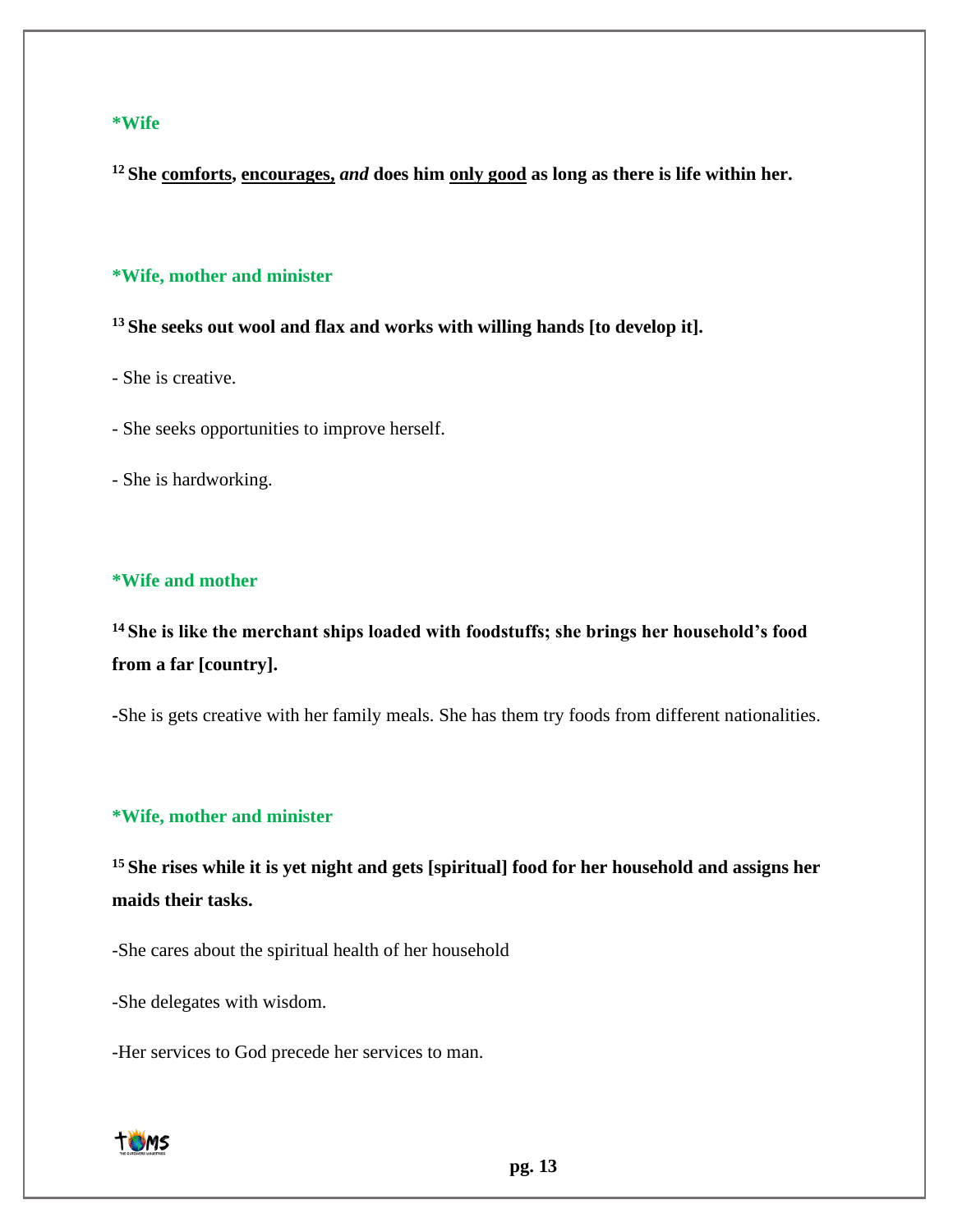**\*Wife**

**[12] She <u>comforts</u>, <u>encourages,</u> *and* does him <u>only good</u> as long as there is life within her.**

**\*Wife, mother and minister**

**[13] She seeks out wool and flax and works with willing hands [to develop it].**

- She is creative.

- She seeks opportunities to improve herself.

- She is hardworking.

**\*Wife and mother**

**[14] She is like the merchant ships loaded with foodstuffs; she brings her household's food from a far [country].**

-She is gets creative with her family meals. She has them try foods from different nationalities.

**\*Wife, mother and minister**

**[15] She rises while it is yet night and gets [spiritual] food for her household and assigns her maids their tasks.**

-She cares about the spiritual health of her household

-She delegates with wisdom.

-Her services to God precede her services to man.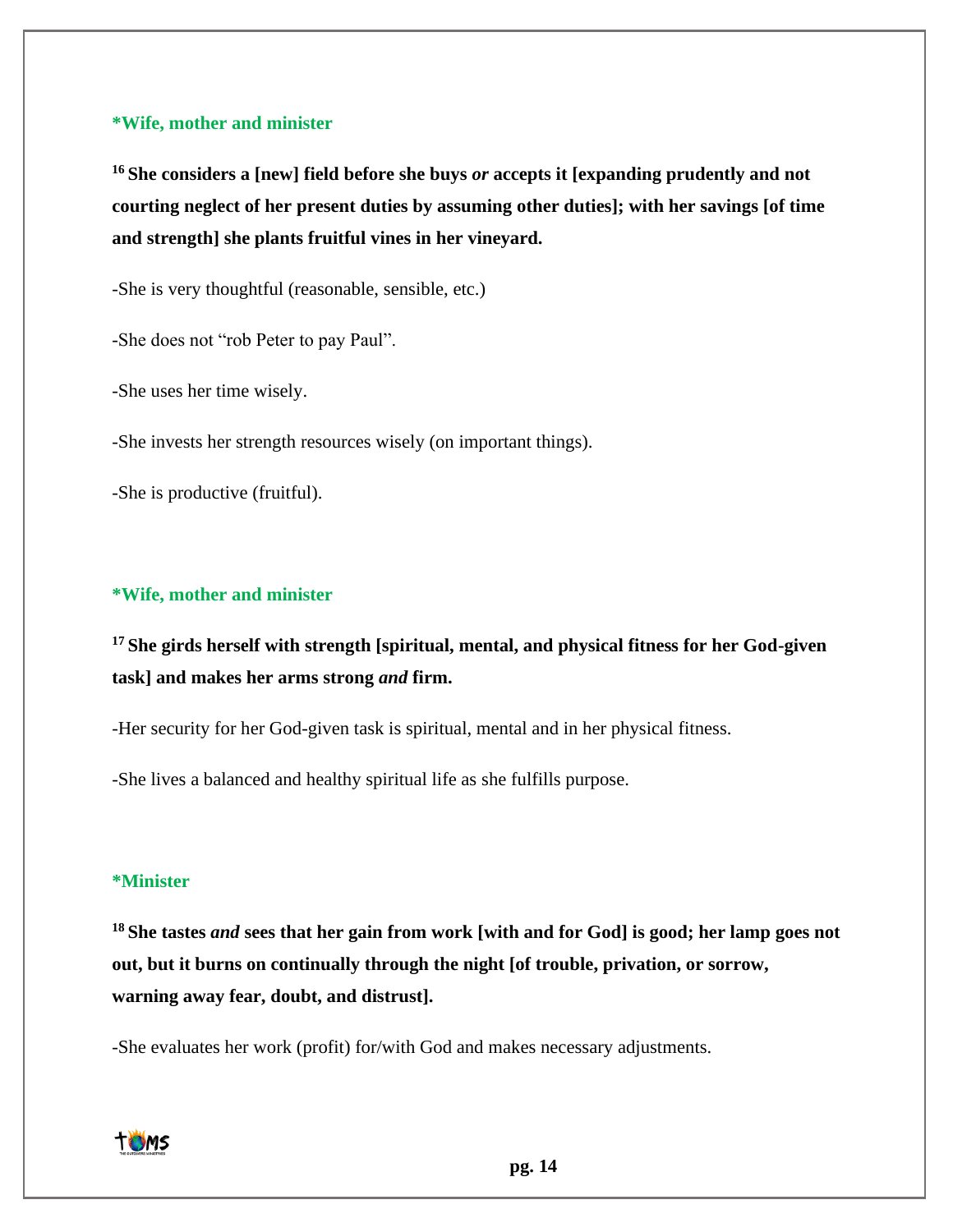**\*Wife, mother and minister**

**[16] She considers a [new] field before she buys *or* accepts it [expanding prudently and not courting neglect of her present duties by assuming other duties]; with her savings [of time and strength] she plants fruitful vines in her vineyard.**

-She is very thoughtful (reasonable, sensible, etc.)

-She does not "rob Peter to pay Paul".

-She uses her time wisely.

-She invests her strength resources wisely (on important things).

-She is productive (fruitful).

**\*Wife, mother and minister**

**[17] She girds herself with strength [spiritual, mental, and physical fitness for her God-given task] and makes her arms strong *and* firm.**

-Her security for her God-given task is spiritual, mental and in her physical fitness.

-She lives a balanced and healthy spiritual life as she fulfills purpose.

**\*Minister**

**[18] She tastes *and* sees that her gain from work [with and for God] is good; her lamp goes not out, but it burns on continually through the night [of trouble, privation, or sorrow, warning away fear, doubt, and distrust].**

-She evaluates her work (profit) for/with God and makes necessary adjustments.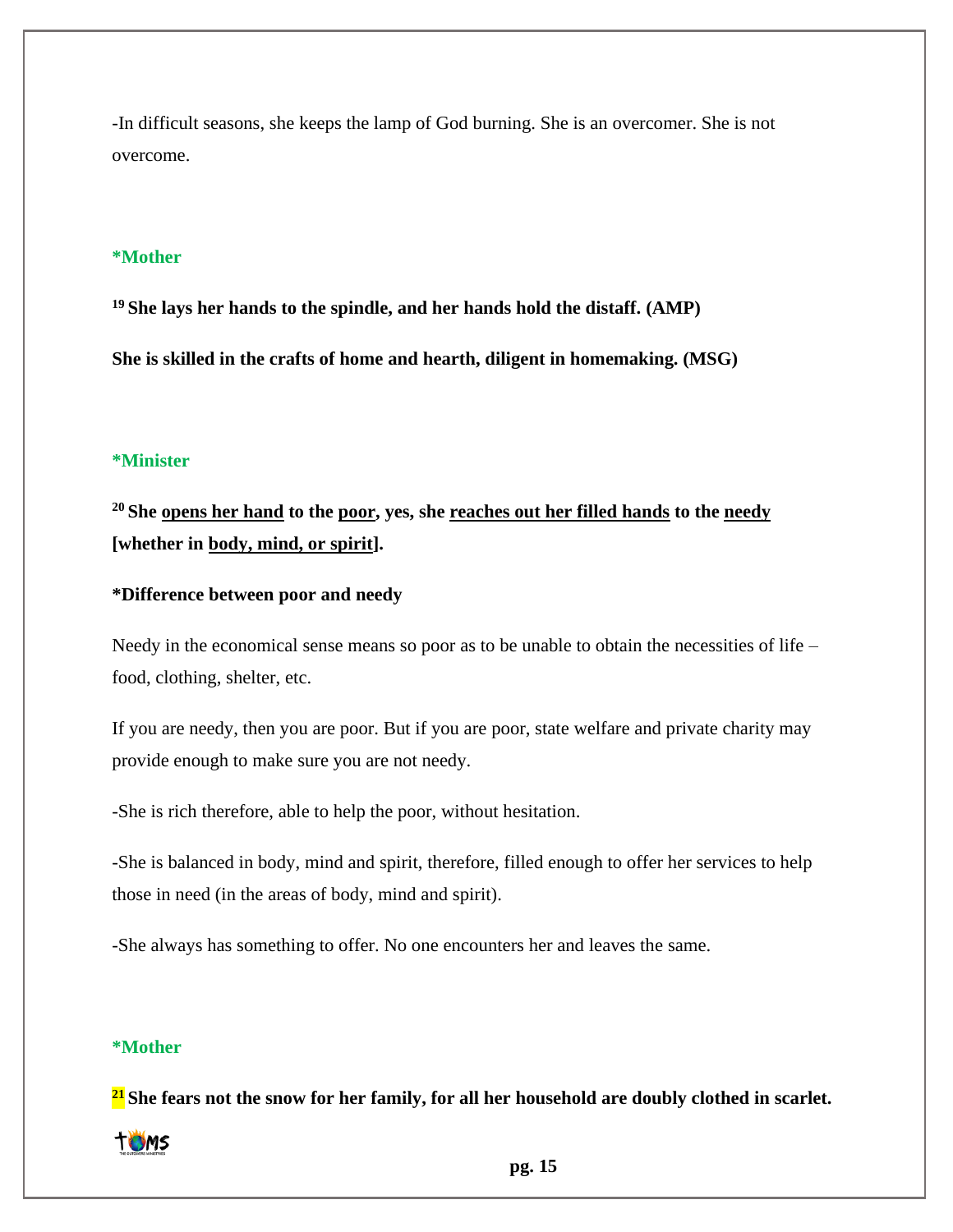-In difficult seasons, she keeps the lamp of God burning. She is an overcomer. She is not overcome.

**\*Mother**

**19 She lays her hands to the spindle, and her hands hold the distaff. (AMP)**

**She is skilled in the crafts of home and hearth, diligent in homemaking. (MSG)**

**\*Minister**

**20 She <u>opens her hand</u> to the <u>poor</u>, yes, she <u>reaches out her filled hands</u> to the <u>needy</u> [whether in <u>body, mind, or spirit</u>].**

**\*Difference between poor and needy**

Needy in the economical sense means so poor as to be unable to obtain the necessities of life – food, clothing, shelter, etc.

If you are needy, then you are poor. But if you are poor, state welfare and private charity may provide enough to make sure you are not needy.

-She is rich therefore, able to help the poor, without hesitation.

-She is balanced in body, mind and spirit, therefore, filled enough to offer her services to help those in need (in the areas of body, mind and spirit).

-She always has something to offer. No one encounters her and leaves the same.

**\*Mother**

**21 She fears not the snow for her family, for all her household are doubly clothed in scarlet.**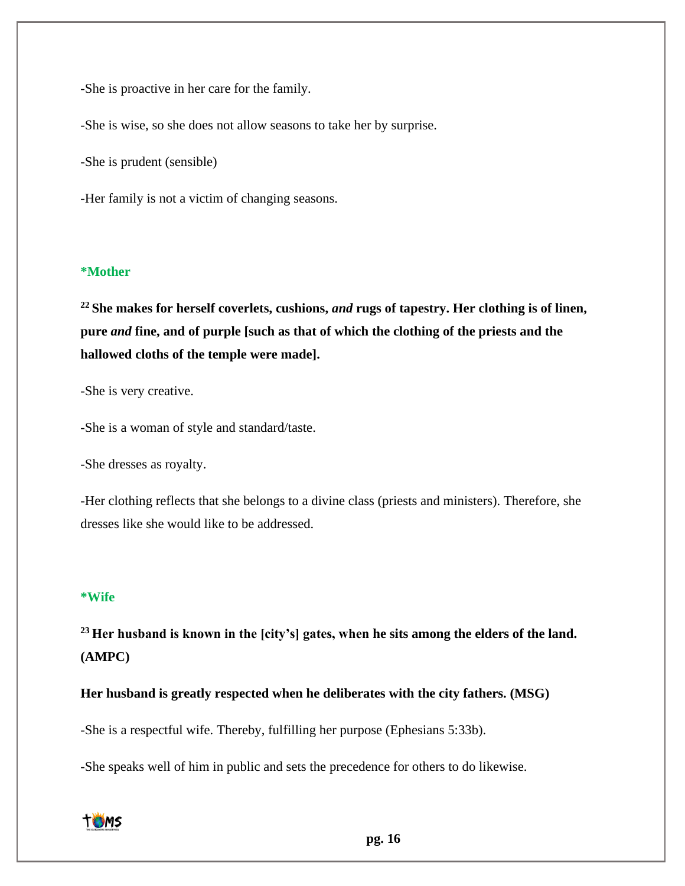-She is proactive in her care for the family.

-She is wise, so she does not allow seasons to take her by surprise.

-She is prudent (sensible)

-Her family is not a victim of changing seasons.

**\*Mother**

**[22] She makes for herself coverlets, cushions, *and* rugs of tapestry. Her clothing is of linen, pure *and* fine, and of purple [such as that of which the clothing of the priests and the hallowed cloths of the temple were made].**

-She is very creative.

-She is a woman of style and standard/taste.

-She dresses as royalty.

-Her clothing reflects that she belongs to a divine class (priests and ministers). Therefore, she dresses like she would like to be addressed.

**\*Wife**

**[23] Her husband is known in the [city's] gates, when he sits among the elders of the land. (AMPC)**

**Her husband is greatly respected when he deliberates with the city fathers. (MSG)**

-She is a respectful wife. Thereby, fulfilling her purpose (Ephesians 5:33b).

-She speaks well of him in public and sets the precedence for others to do likewise.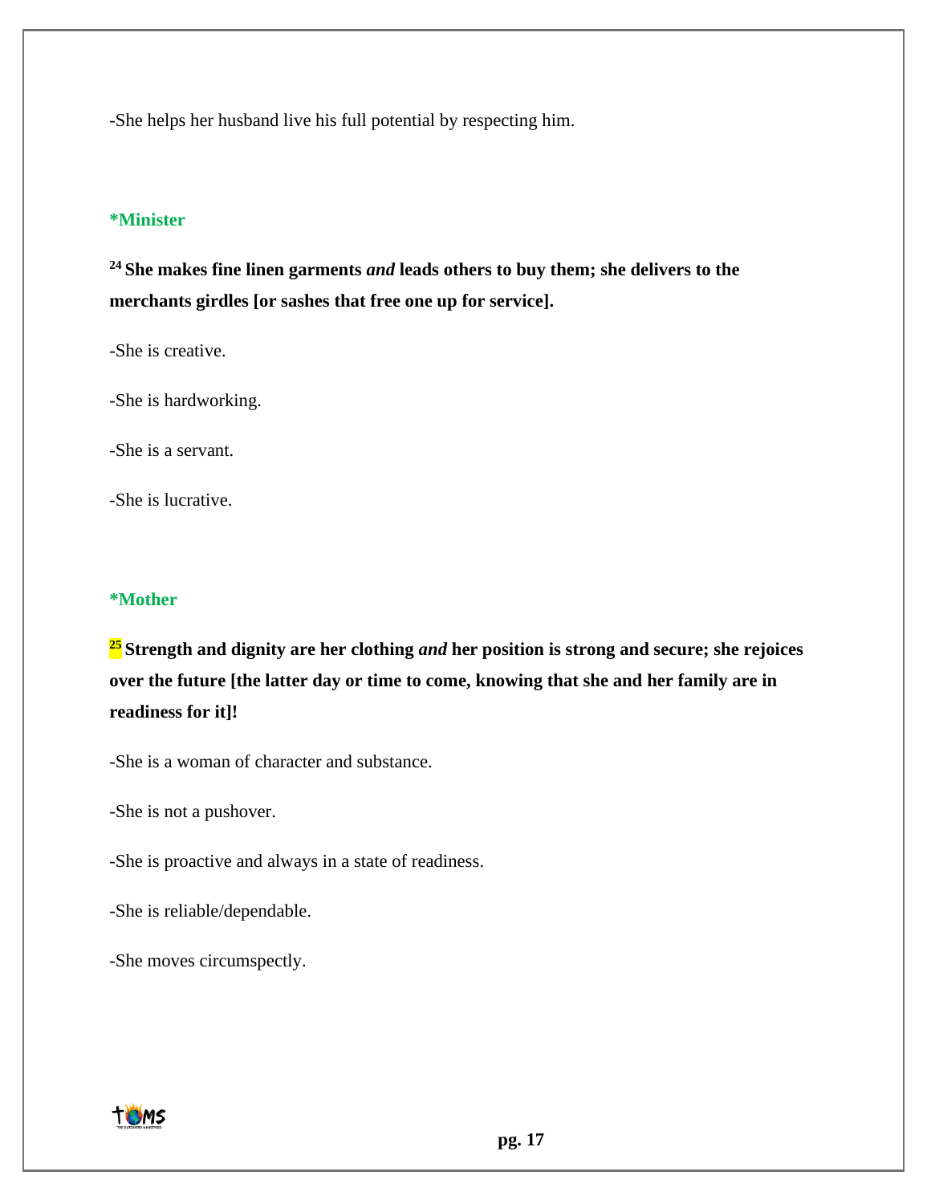-She helps her husband live his full potential by respecting him.

**\*Minister**

**[24] She makes fine linen garments *and* leads others to buy them; she delivers to the merchants girdles [or sashes that free one up for service].**

-She is creative.

-She is hardworking.

-She is a servant.

-She is lucrative.

**\*Mother**

**[25] Strength and dignity are her clothing *and* her position is strong and secure; she rejoices over the future [the latter day or time to come, knowing that she and her family are in readiness for it]!**

-She is a woman of character and substance.

-She is not a pushover.

-She is proactive and always in a state of readiness.

-She is reliable/dependable.

-She moves circumspectly.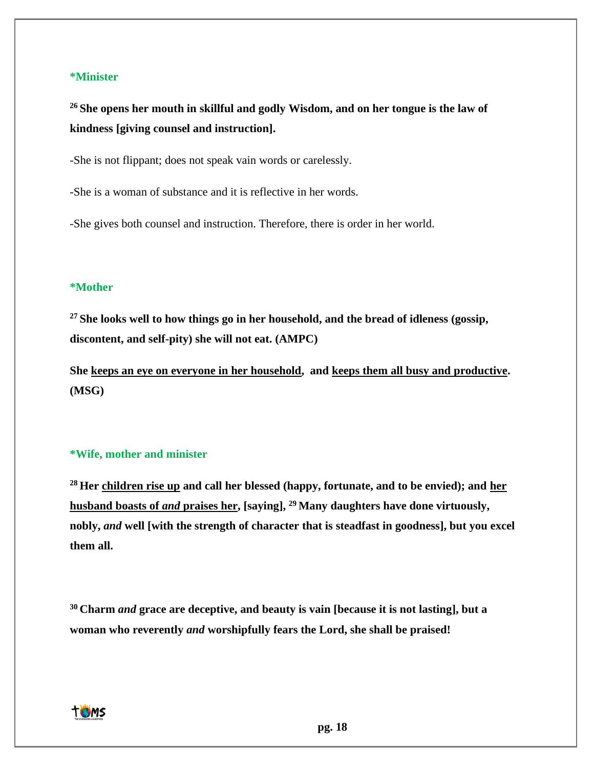**\*Minister**

**[26] She opens her mouth in skillful and godly Wisdom, and on her tongue is the law of kindness [giving counsel and instruction].**

-She is not flippant; does not speak vain words or carelessly.

-She is a woman of substance and it is reflective in her words.

-She gives both counsel and instruction. Therefore, there is order in her world.

**\*Mother**

**[27] She looks well to how things go in her household, and the bread of idleness (gossip, discontent, and self-pity) she will not eat. (AMPC)**

**She <u>keeps an eye on everyone in her household</u>, and <u>keeps them all busy and productive</u>. (MSG)**

**\*Wife, mother and minister**

**[28] Her <u>children rise up</u> and call her blessed (happy, fortunate, and to be envied); and <u>her husband boasts of *and* praises her</u>, [saying], [29] Many daughters have done virtuously, nobly, *and* well [with the strength of character that is steadfast in goodness], but you excel them all.**

**[30] Charm *and* grace are deceptive, and beauty is vain [because it is not lasting], but a woman who reverently *and* worshipfully fears the Lord, she shall be praised!**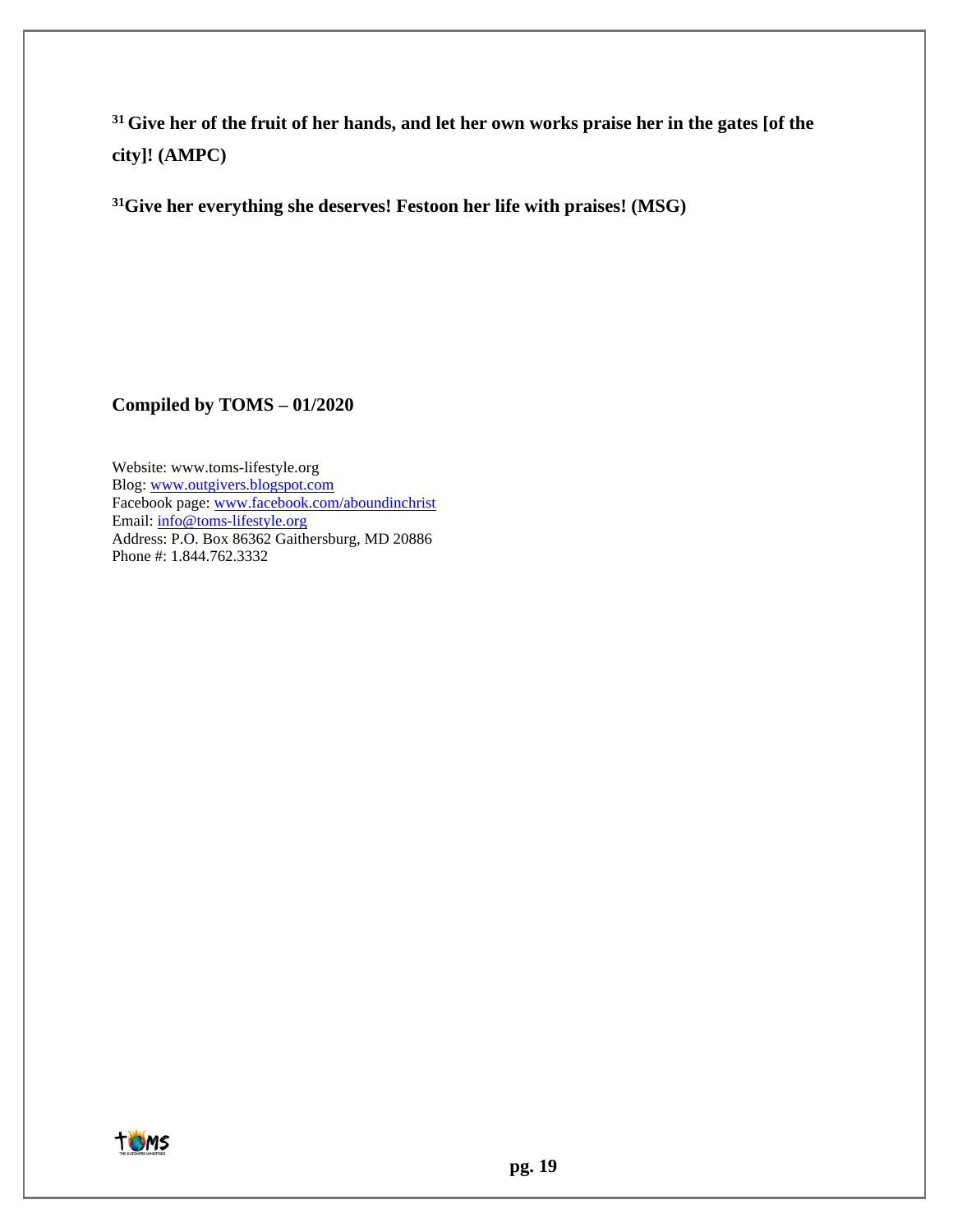**[31] Give her of the fruit of her hands, and let her own works praise her in the gates [of the city]! (AMPC)**

**[31]Give her everything she deserves! Festoon her life with praises! (MSG)**

**Compiled by TOMS – 01/2020**

Website: www.toms-lifestyle.org
Blog: www.outgivers.blogspot.com
Facebook page: www.facebook.com/aboundinchrist
Email: info@toms-lifestyle.org
Address: P.O. Box 86362 Gaithersburg, MD 20886
Phone #: 1.844.762.3332